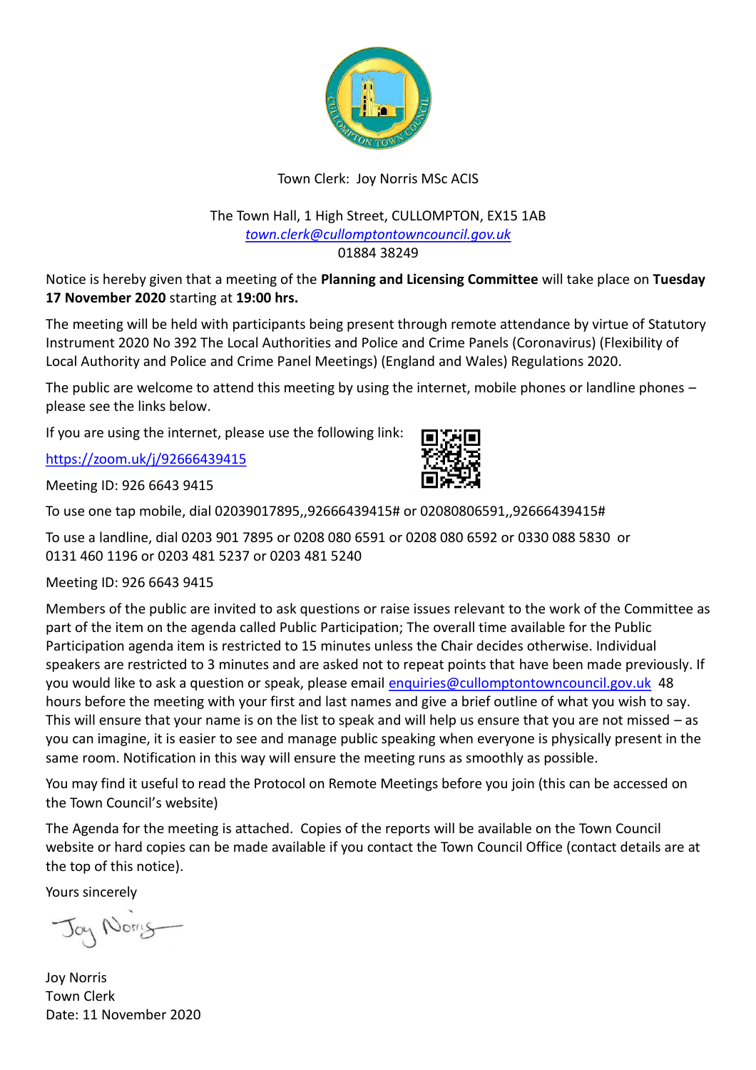Town Clerk: Joy Norris MSc ACIS

The Town Hall, 1 High Street, CULLOMPTON, EX15 1AB
[town.clerk@cullomptontowncouncil.gov.uk](mailto:town.clerk@cullomptontowncouncil.gov.uk)
01884 38249

Notice is hereby given that a meeting of the **Planning and Licensing Committee** will take place on **Tuesday 17 November 2020** starting at **19:00 hrs.**

The meeting will be held with participants being present through remote attendance by virtue of Statutory Instrument 2020 No 392 The Local Authorities and Police and Crime Panels (Coronavirus) (Flexibility of Local Authority and Police and Crime Panel Meetings) (England and Wales) Regulations 2020.

The public are welcome to attend this meeting by using the internet, mobile phones or landline phones – please see the links below.

If you are using the internet, please use the following link:

[https://zoom.uk/j/92666439415](https://zoom.uk/j/92666439415)

Meeting ID: 926 6643 9415

To use one tap mobile, dial 02039017895,,92666439415# or 02080806591,,92666439415#

To use a landline, dial 0203 901 7895 or 0208 080 6591 or 0208 080 6592 or 0330 088 5830 or 0131 460 1196 or 0203 481 5237 or 0203 481 5240

Meeting ID: 926 6643 9415

Members of the public are invited to ask questions or raise issues relevant to the work of the Committee as part of the item on the agenda called Public Participation; The overall time available for the Public Participation agenda item is restricted to 15 minutes unless the Chair decides otherwise. Individual speakers are restricted to 3 minutes and are asked not to repeat points that have been made previously. If you would like to ask a question or speak, please email [enquiries@cullomptontowncouncil.gov.uk](mailto:enquiries@cullomptontowncouncil.gov.uk) 48 hours before the meeting with your first and last names and give a brief outline of what you wish to say. This will ensure that your name is on the list to speak and will help us ensure that you are not missed – as you can imagine, it is easier to see and manage public speaking when everyone is physically present in the same room. Notification in this way will ensure the meeting runs as smoothly as possible.

You may find it useful to read the Protocol on Remote Meetings before you join (this can be accessed on the Town Council's website)

The Agenda for the meeting is attached. Copies of the reports will be available on the Town Council website or hard copies can be made available if you contact the Town Council Office (contact details are at the top of this notice).

Yours sincerely

Joy Norris

Joy Norris
Town Clerk
Date: 11 November 2020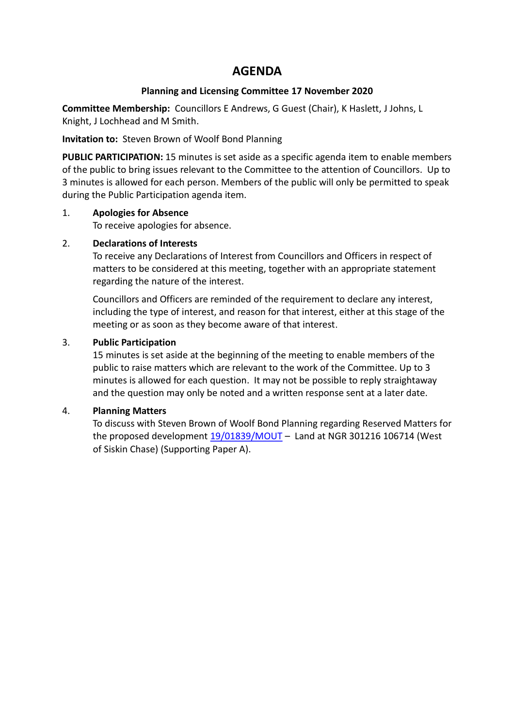# AGENDA

**Planning and Licensing Committee 17 November 2020**

**Committee Membership:** Councillors E Andrews, G Guest (Chair), K Haslett, J Johns, L Knight, J Lochhead and M Smith.

**Invitation to:** Steven Brown of Woolf Bond Planning

**PUBLIC PARTICIPATION:** 15 minutes is set aside as a specific agenda item to enable members of the public to bring issues relevant to the Committee to the attention of Councillors. Up to 3 minutes is allowed for each person. Members of the public will only be permitted to speak during the Public Participation agenda item.

1. **Apologies for Absence**
   To receive apologies for absence.

2. **Declarations of Interests**
   To receive any Declarations of Interest from Councillors and Officers in respect of matters to be considered at this meeting, together with an appropriate statement regarding the nature of the interest.

   Councillors and Officers are reminded of the requirement to declare any interest, including the type of interest, and reason for that interest, either at this stage of the meeting or as soon as they become aware of that interest.

3. **Public Participation**
   15 minutes is set aside at the beginning of the meeting to enable members of the public to raise matters which are relevant to the work of the Committee. Up to 3 minutes is allowed for each question. It may not be possible to reply straightaway and the question may only be noted and a written response sent at a later date.

4. **Planning Matters**
   To discuss with Steven Brown of Woolf Bond Planning regarding Reserved Matters for the proposed development 19/01839/MOUT – Land at NGR 301216 106714 (West of Siskin Chase) (Supporting Paper A).